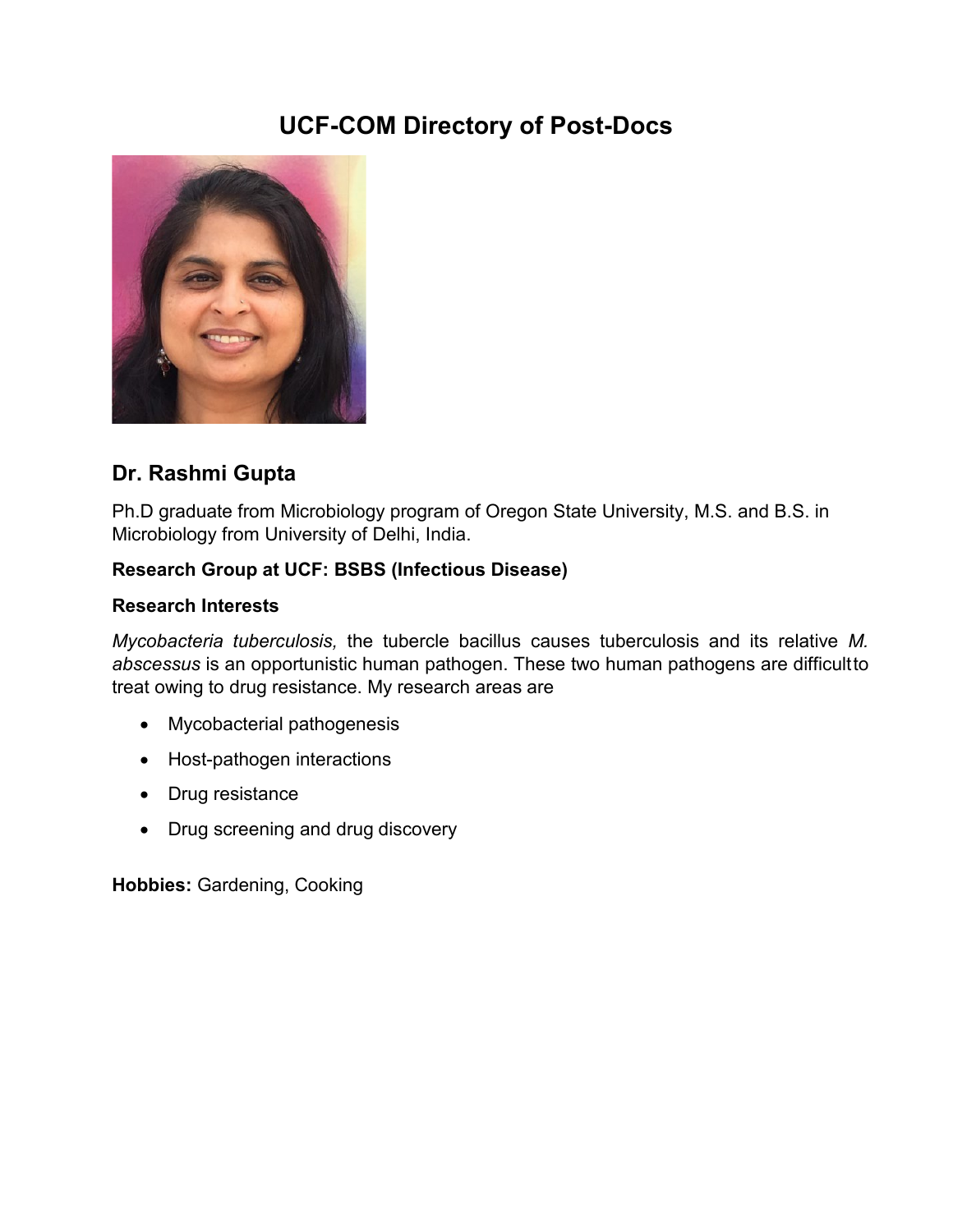# UCF-COM Directory of Post-Docs

## Dr. Rashmi Gupta

Ph.D graduate from Microbiology program of Oregon State University, M.S. and B.S. in Microbiology from University of Delhi, India.

**Research Group at UCF: BSBS (Infectious Disease)**

**Research Interests**

*Mycobacteria tuberculosis,* the tubercle bacillus causes tuberculosis and its relative *M. abscessus* is an opportunistic human pathogen. These two human pathogens are difficultto treat owing to drug resistance. My research areas are

- Mycobacterial pathogenesis
- Host-pathogen interactions
- Drug resistance
- Drug screening and drug discovery

**Hobbies:** Gardening, Cooking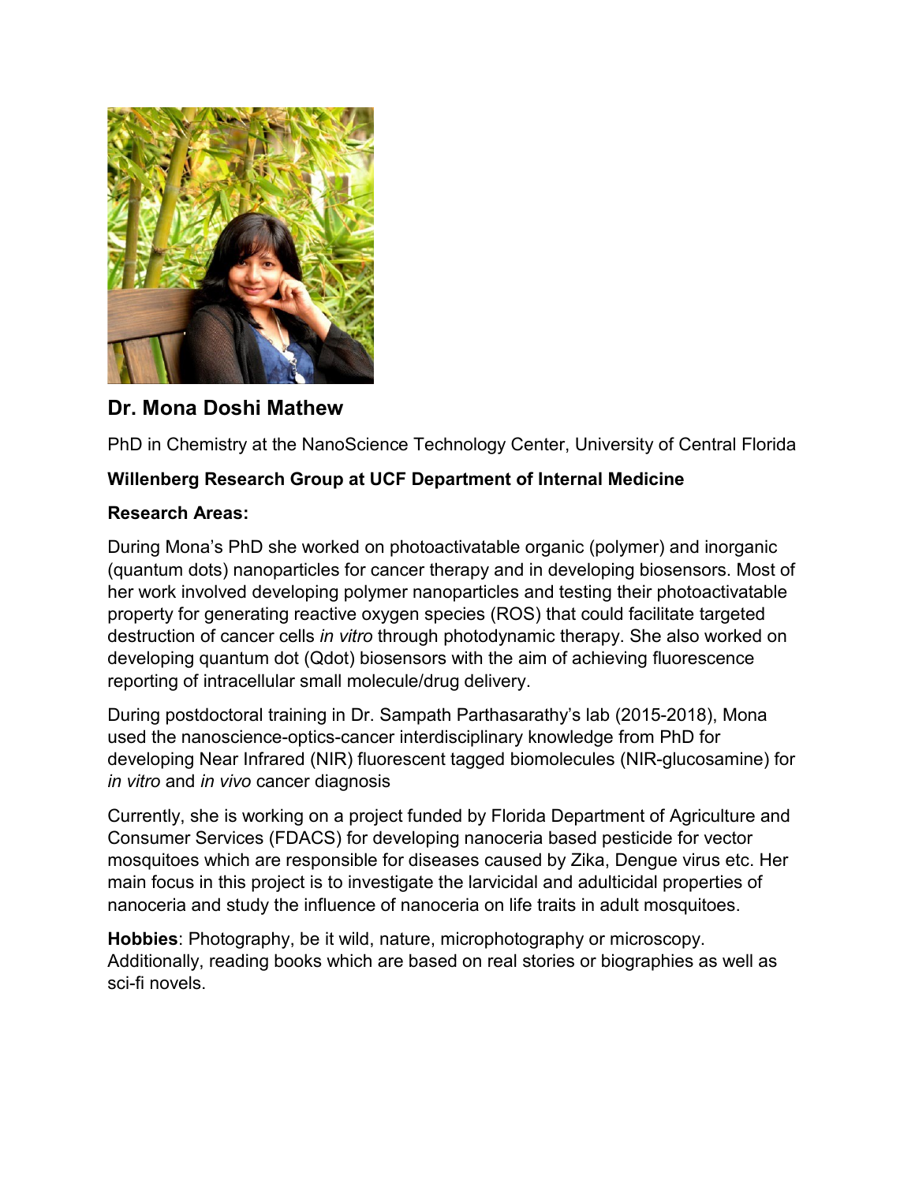## Dr. Mona Doshi Mathew

PhD in Chemistry at the NanoScience Technology Center, University of Central Florida

**Willenberg Research Group at UCF Department of Internal Medicine**

**Research Areas:**

During Mona's PhD she worked on photoactivatable organic (polymer) and inorganic (quantum dots) nanoparticles for cancer therapy and in developing biosensors. Most of her work involved developing polymer nanoparticles and testing their photoactivatable property for generating reactive oxygen species (ROS) that could facilitate targeted destruction of cancer cells *in vitro* through photodynamic therapy. She also worked on developing quantum dot (Qdot) biosensors with the aim of achieving fluorescence reporting of intracellular small molecule/drug delivery.

During postdoctoral training in Dr. Sampath Parthasarathy's lab (2015-2018), Mona used the nanoscience-optics-cancer interdisciplinary knowledge from PhD for developing Near Infrared (NIR) fluorescent tagged biomolecules (NIR-glucosamine) for *in vitro* and *in vivo* cancer diagnosis

Currently, she is working on a project funded by Florida Department of Agriculture and Consumer Services (FDACS) for developing nanoceria based pesticide for vector mosquitoes which are responsible for diseases caused by Zika, Dengue virus etc. Her main focus in this project is to investigate the larvicidal and adulticidal properties of nanoceria and study the influence of nanoceria on life traits in adult mosquitoes.

**Hobbies**: Photography, be it wild, nature, microphotography or microscopy. Additionally, reading books which are based on real stories or biographies as well as sci-fi novels.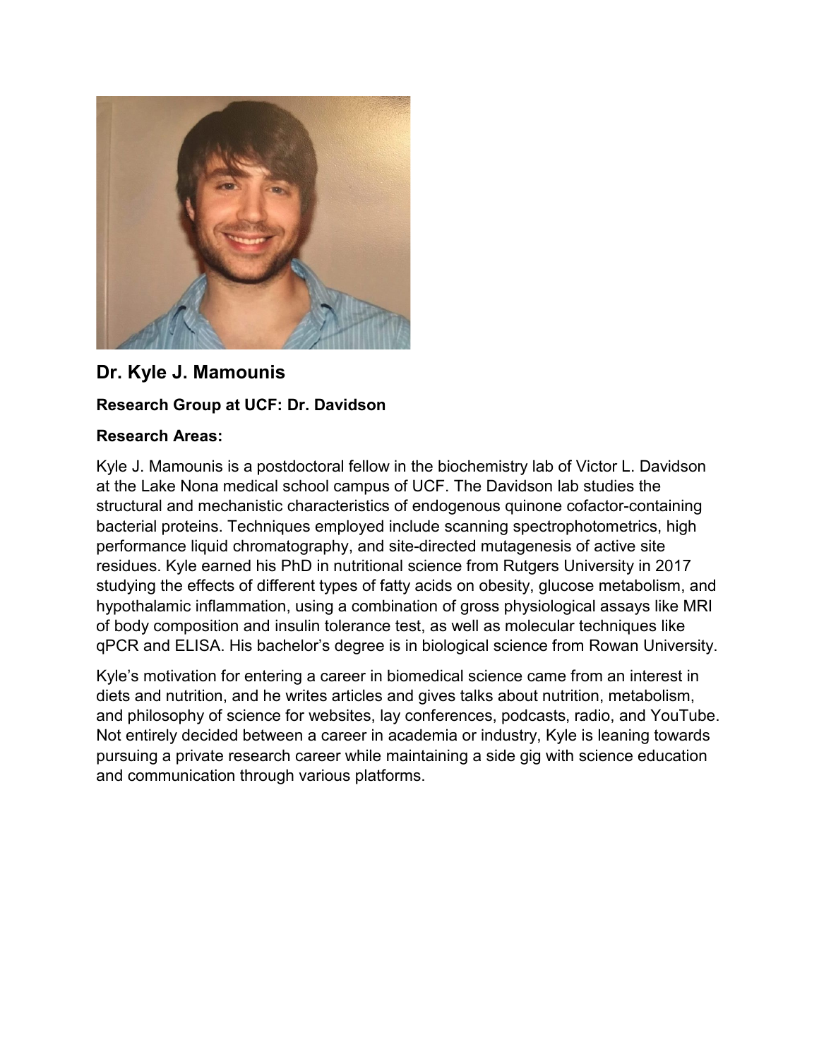## Dr. Kyle J. Mamounis

**Research Group at UCF: Dr. Davidson**

**Research Areas:**

Kyle J. Mamounis is a postdoctoral fellow in the biochemistry lab of Victor L. Davidson at the Lake Nona medical school campus of UCF. The Davidson lab studies the structural and mechanistic characteristics of endogenous quinone cofactor-containing bacterial proteins. Techniques employed include scanning spectrophotometrics, high performance liquid chromatography, and site-directed mutagenesis of active site residues. Kyle earned his PhD in nutritional science from Rutgers University in 2017 studying the effects of different types of fatty acids on obesity, glucose metabolism, and hypothalamic inflammation, using a combination of gross physiological assays like MRI of body composition and insulin tolerance test, as well as molecular techniques like qPCR and ELISA. His bachelor's degree is in biological science from Rowan University.

Kyle's motivation for entering a career in biomedical science came from an interest in diets and nutrition, and he writes articles and gives talks about nutrition, metabolism, and philosophy of science for websites, lay conferences, podcasts, radio, and YouTube. Not entirely decided between a career in academia or industry, Kyle is leaning towards pursuing a private research career while maintaining a side gig with science education and communication through various platforms.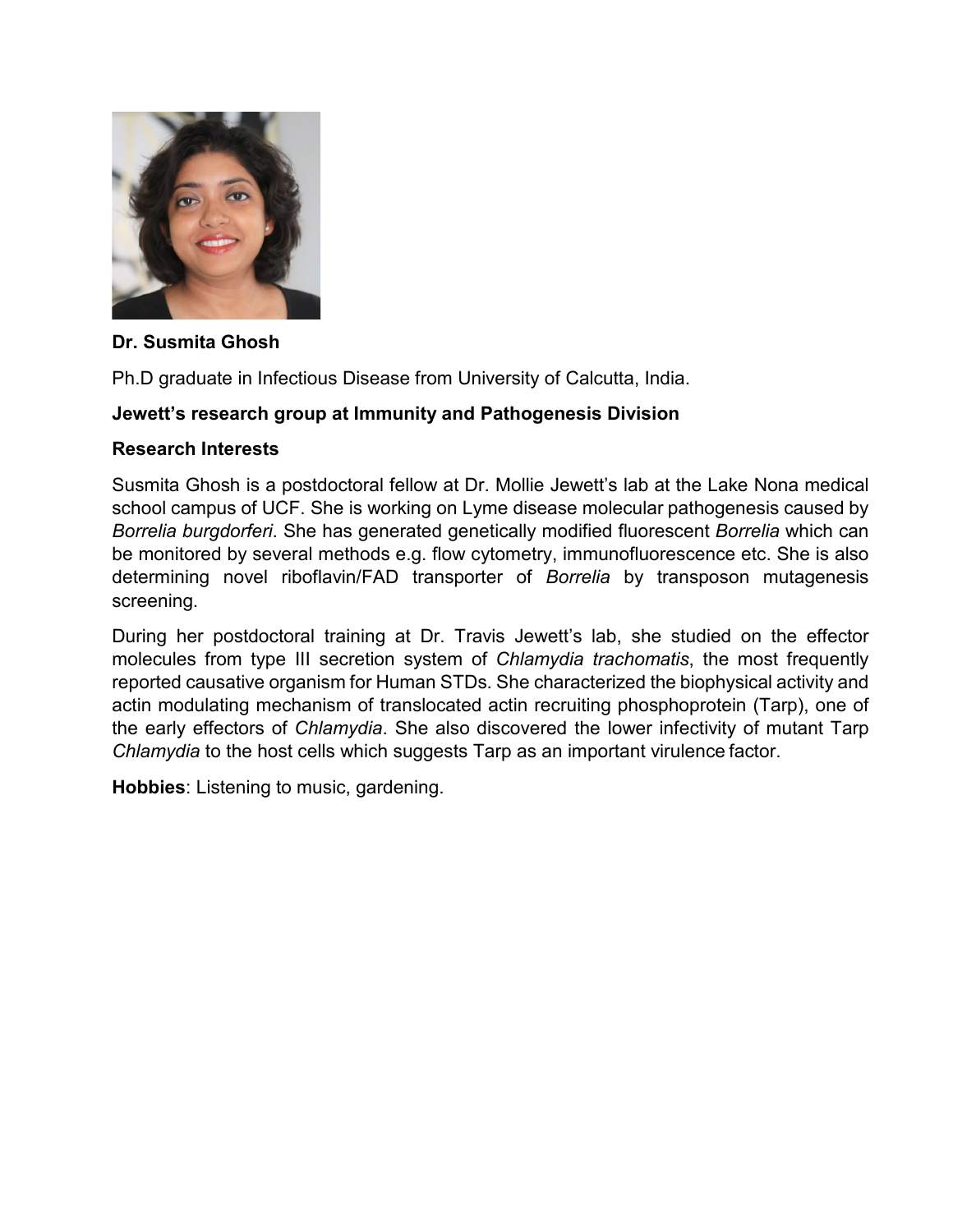**Dr. Susmita Ghosh**

Ph.D graduate in Infectious Disease from University of Calcutta, India.

**Jewett's research group at Immunity and Pathogenesis Division**

**Research Interests**

Susmita Ghosh is a postdoctoral fellow at Dr. Mollie Jewett's lab at the Lake Nona medical school campus of UCF. She is working on Lyme disease molecular pathogenesis caused by *Borrelia burgdorferi*. She has generated genetically modified fluorescent *Borrelia* which can be monitored by several methods e.g. flow cytometry, immunofluorescence etc. She is also determining novel riboflavin/FAD transporter of *Borrelia* by transposon mutagenesis screening.

During her postdoctoral training at Dr. Travis Jewett's lab, she studied on the effector molecules from type III secretion system of *Chlamydia trachomatis*, the most frequently reported causative organism for Human STDs. She characterized the biophysical activity and actin modulating mechanism of translocated actin recruiting phosphoprotein (Tarp), one of the early effectors of *Chlamydia*. She also discovered the lower infectivity of mutant Tarp *Chlamydia* to the host cells which suggests Tarp as an important virulence factor.

**Hobbies**: Listening to music, gardening.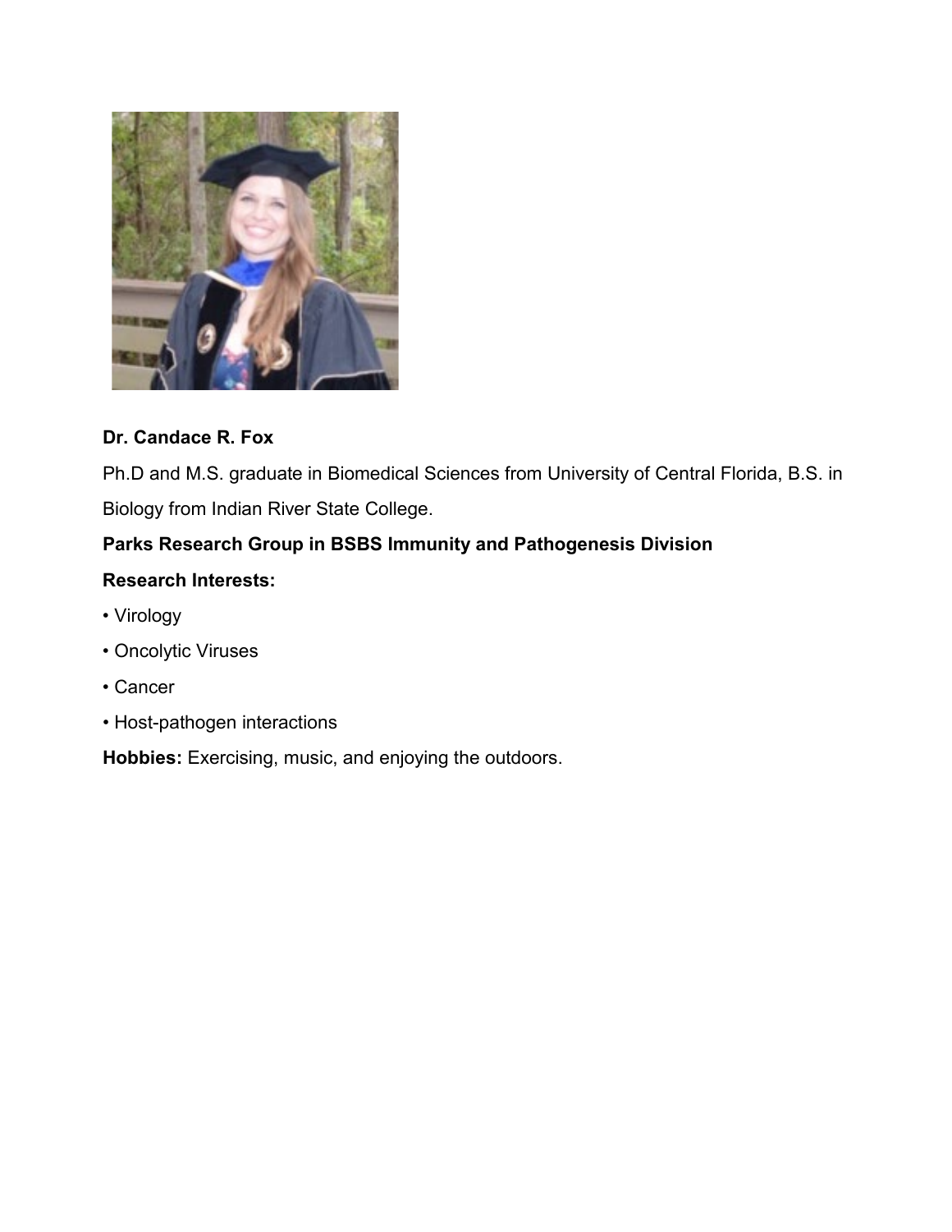**Dr. Candace R. Fox**

Ph.D and M.S. graduate in Biomedical Sciences from University of Central Florida, B.S. in Biology from Indian River State College.

**Parks Research Group in BSBS Immunity and Pathogenesis Division**

**Research Interests:**

- Virology
- Oncolytic Viruses
- Cancer
- Host-pathogen interactions

**Hobbies:** Exercising, music, and enjoying the outdoors.